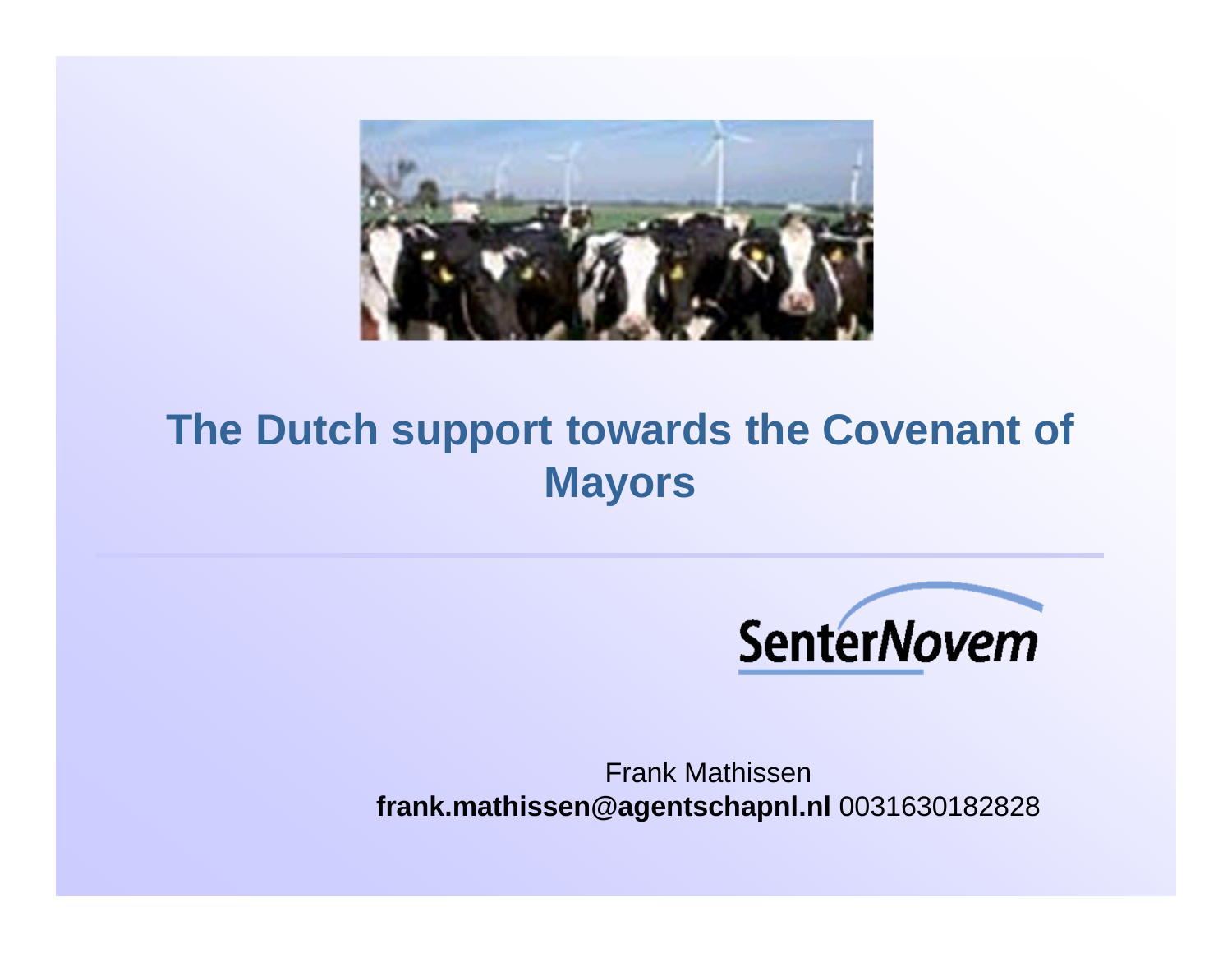# The Dutch support towards the Covenant of Mayors

SenterNovem

Frank Mathissen
**frank.mathissen@agentschapnl.nl** 0031630182828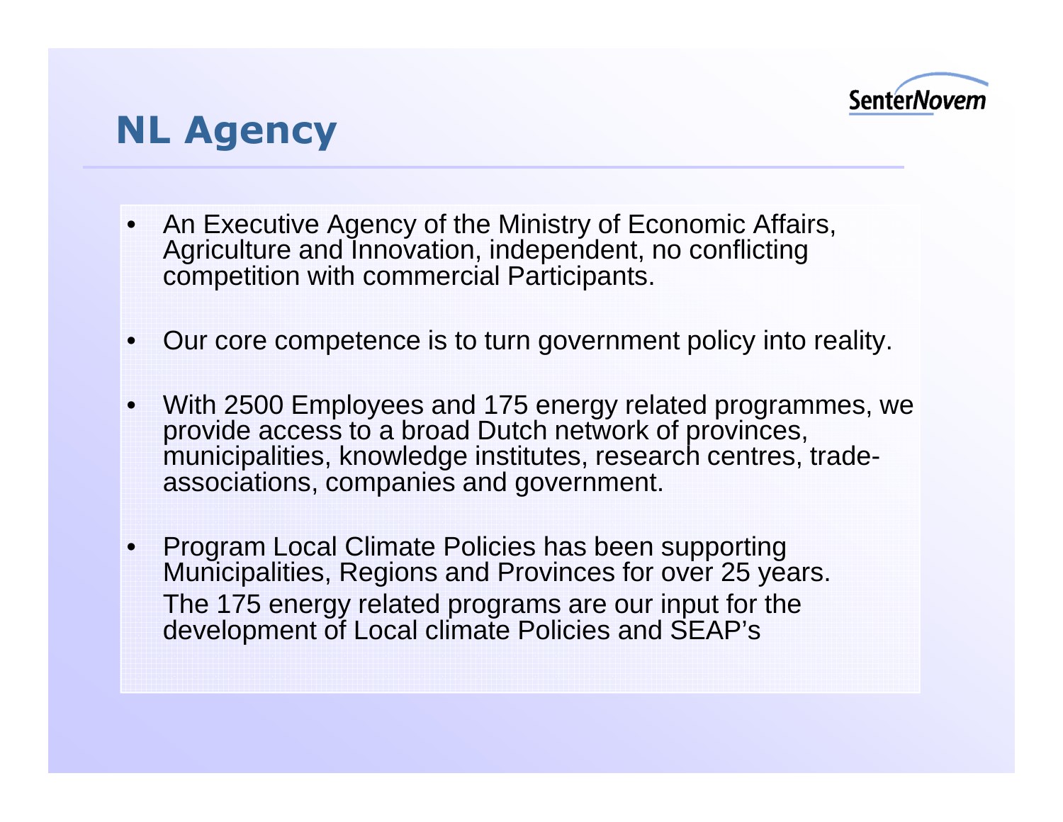# NL Agency

- An Executive Agency of the Ministry of Economic Affairs, Agriculture and Innovation, independent, no conflicting competition with commercial Participants.
- Our core competence is to turn government policy into reality.
- With 2500 Employees and 175 energy related programmes, we provide access to a broad Dutch network of provinces, municipalities, knowledge institutes, research centres, trade-associations, companies and government.
- Program Local Climate Policies has been supporting Municipalities, Regions and Provinces for over 25 years.

  The 175 energy related programs are our input for the development of Local climate Policies and SEAP's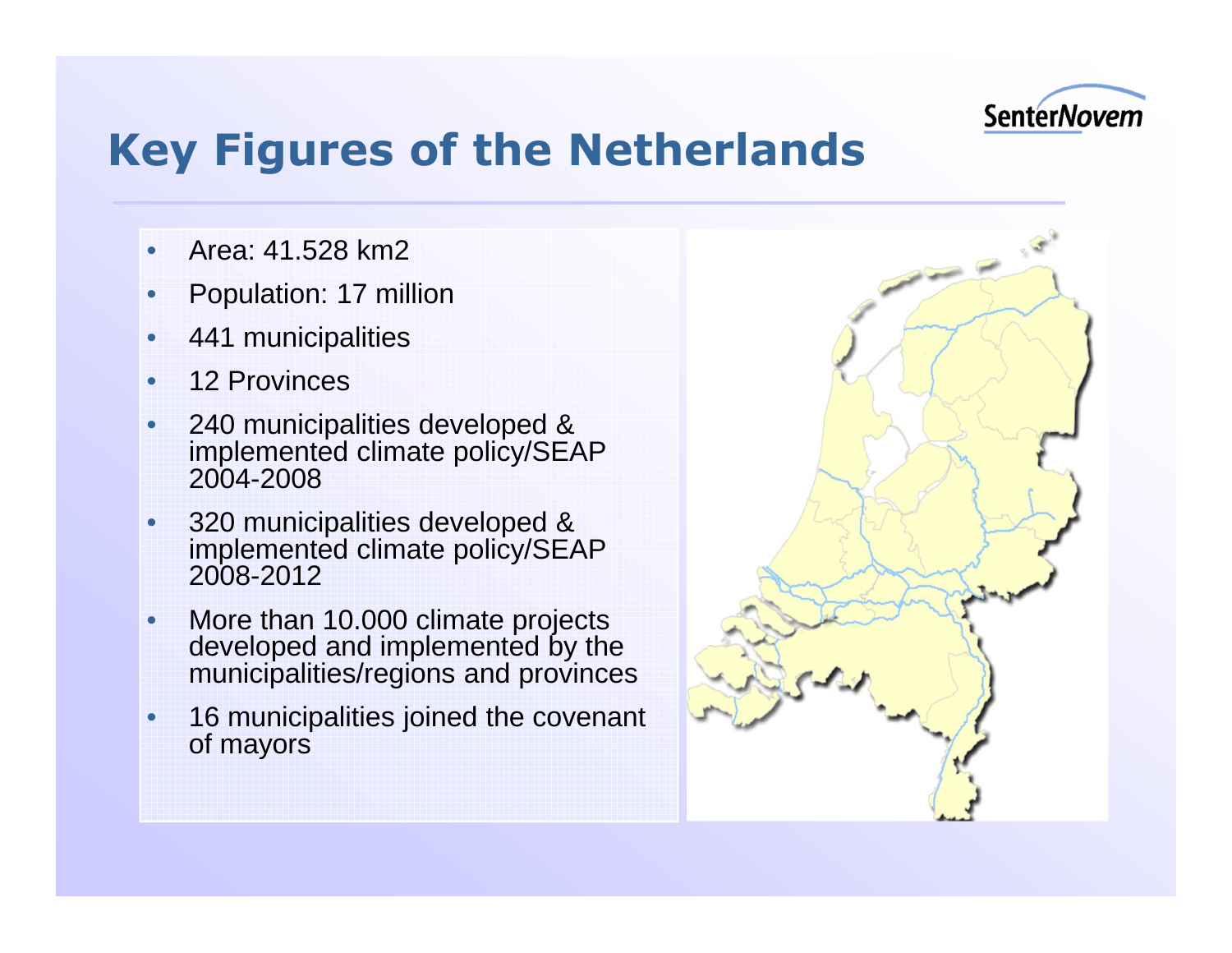# Key Figures of the Netherlands

- Area: 41.528 km2
- Population: 17 million
- 441 municipalities
- 12 Provinces
- 240 municipalities developed & implemented climate policy/SEAP 2004-2008
- 320 municipalities developed & implemented climate policy/SEAP 2008-2012
- More than 10.000 climate projects developed and implemented by the municipalities/regions and provinces
- 16 municipalities joined the covenant of mayors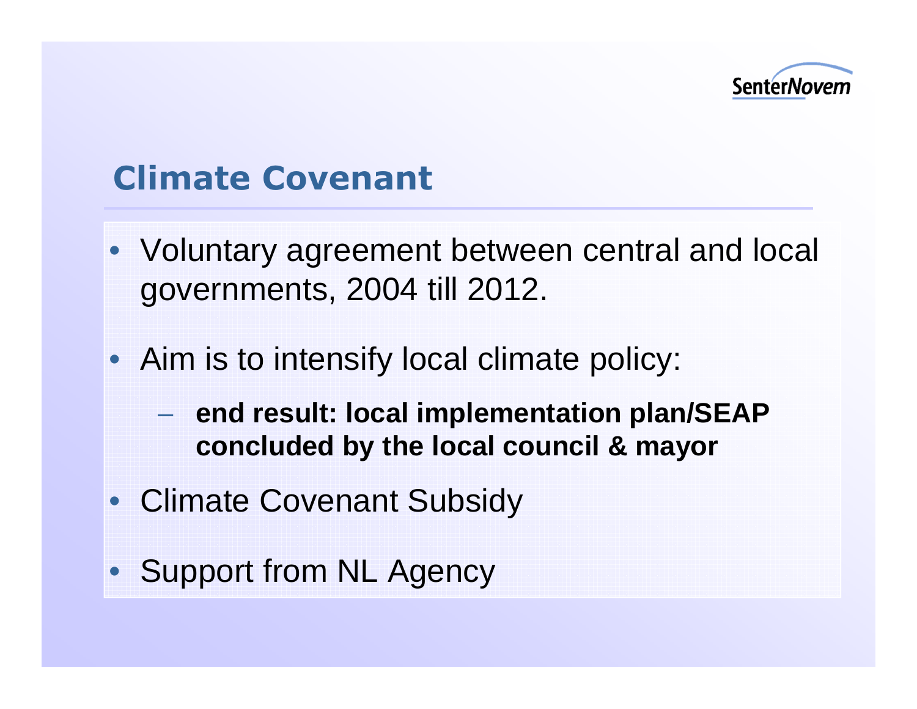# Climate Covenant

- Voluntary agreement between central and local governments, 2004 till 2012.
- Aim is to intensify local climate policy:
  - **end result: local implementation plan/SEAP concluded by the local council & mayor**
- Climate Covenant Subsidy
- Support from NL Agency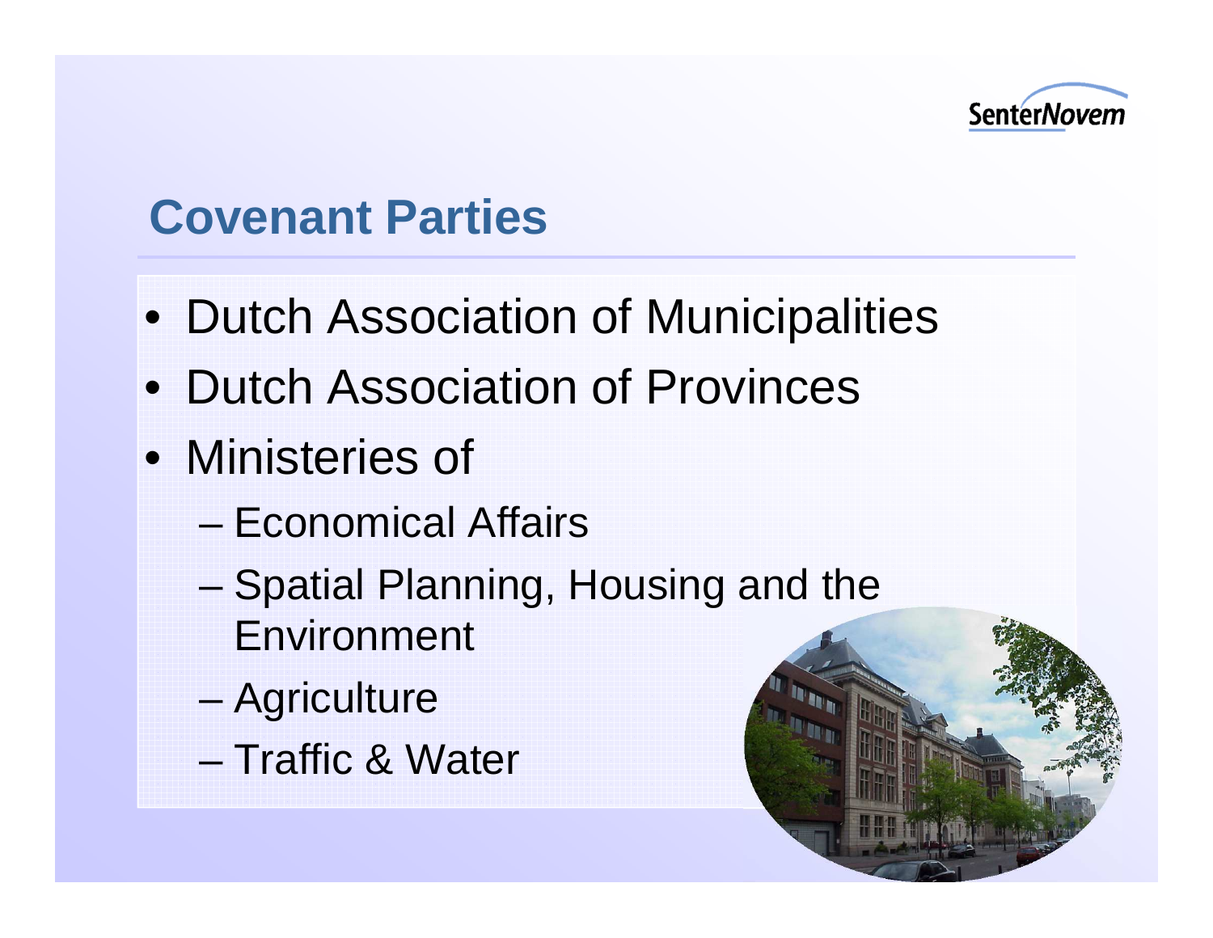## Covenant Parties

- Dutch Association of Municipalities
- Dutch Association of Provinces
- Ministeries of
  - Economical Affairs
  - Spatial Planning, Housing and the Environment
  - Agriculture
  - Traffic & Water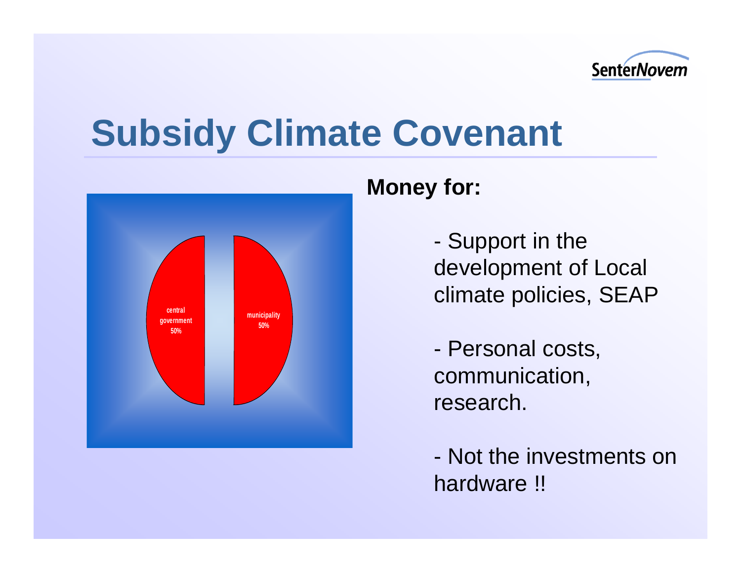# Subsidy Climate Covenant

central government 50%

municipality 50%

**Money for:**

- Support in the development of Local climate policies, SEAP

- Personal costs, communication, research.

- Not the investments on hardware !!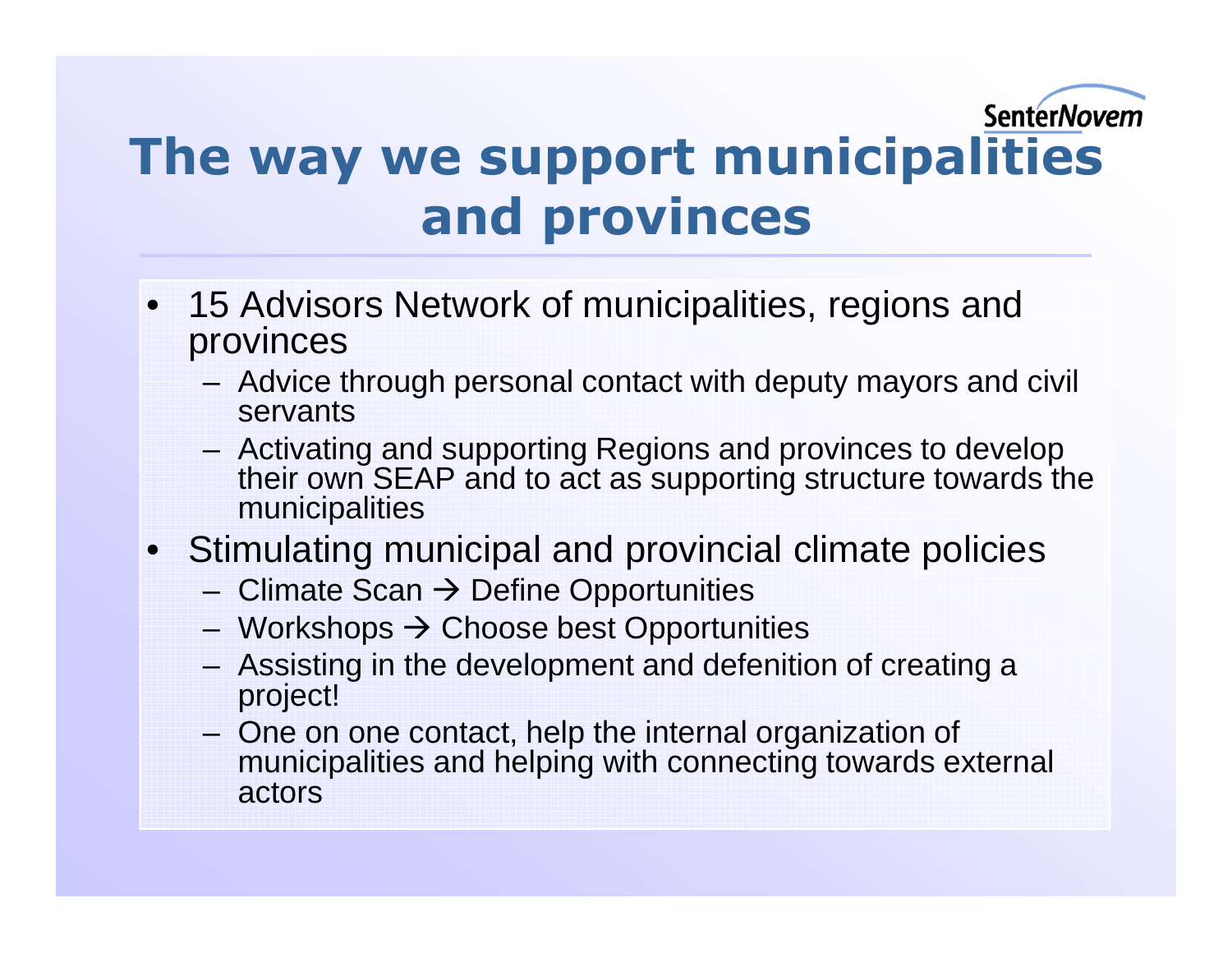# The way we support municipalities and provinces

- 15 Advisors Network of municipalities, regions and provinces
  - Advice through personal contact with deputy mayors and civil servants
  - Activating and supporting Regions and provinces to develop their own SEAP and to act as supporting structure towards the municipalities
- Stimulating municipal and provincial climate policies
  - Climate Scan → Define Opportunities
  - Workshops → Choose best Opportunities
  - Assisting in the development and defenition of creating a project!
  - One on one contact, help the internal organization of municipalities and helping with connecting towards external actors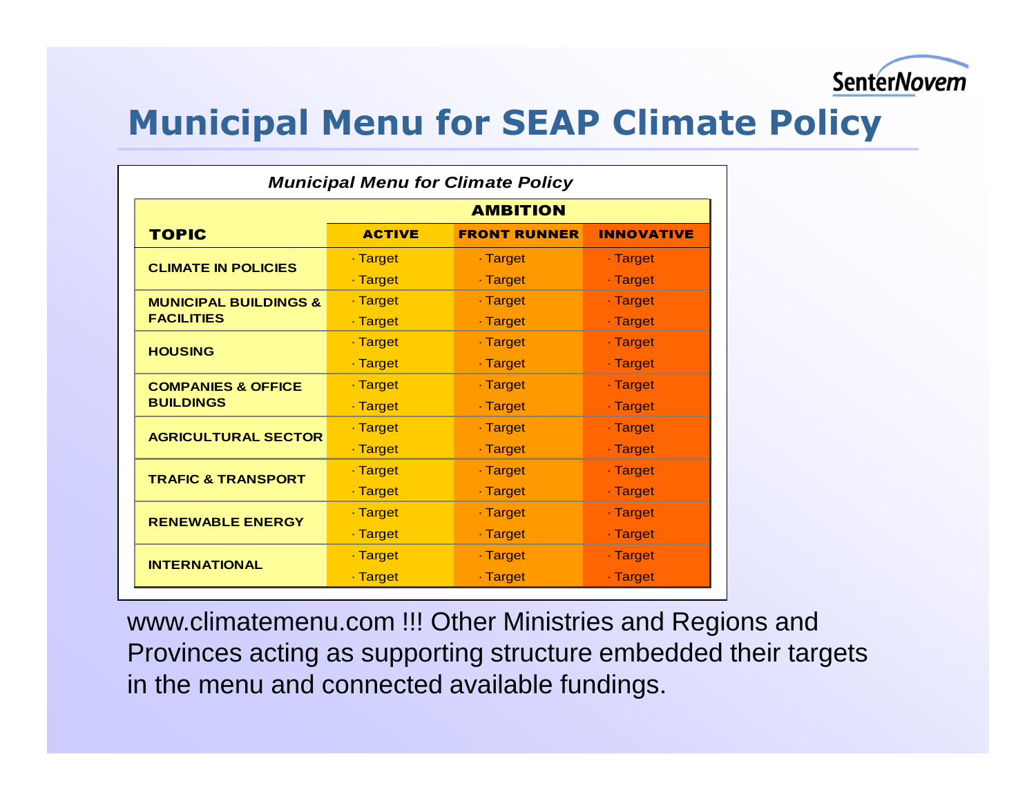# Municipal Menu for SEAP Climate Policy

*Municipal Menu for Climate Policy*

| TOPIC | AMBITION | | |
|---|---|---|---|
| | ACTIVE | FRONT RUNNER | INNOVATIVE |
| CLIMATE IN POLICIES | · Target<br>· Target | · Target<br>· Target | · Target<br>· Target |
| MUNICIPAL BUILDINGS & FACILITIES | · Target<br>· Target | · Target<br>· Target | · Target<br>· Target |
| HOUSING | · Target<br>· Target | · Target<br>· Target | · Target<br>· Target |
| COMPANIES & OFFICE BUILDINGS | · Target<br>· Target | · Target<br>· Target | · Target<br>· Target |
| AGRICULTURAL SECTOR | · Target<br>· Target | · Target<br>· Target | · Target<br>· Target |
| TRAFIC & TRANSPORT | · Target<br>· Target | · Target<br>· Target | · Target<br>· Target |
| RENEWABLE ENERGY | · Target<br>· Target | · Target<br>· Target | · Target<br>· Target |
| INTERNATIONAL | · Target<br>· Target | · Target<br>· Target | · Target<br>· Target |

www.climatemenu.com !!! Other Ministries and Regions and Provinces acting as supporting structure embedded their targets in the menu and connected available fundings.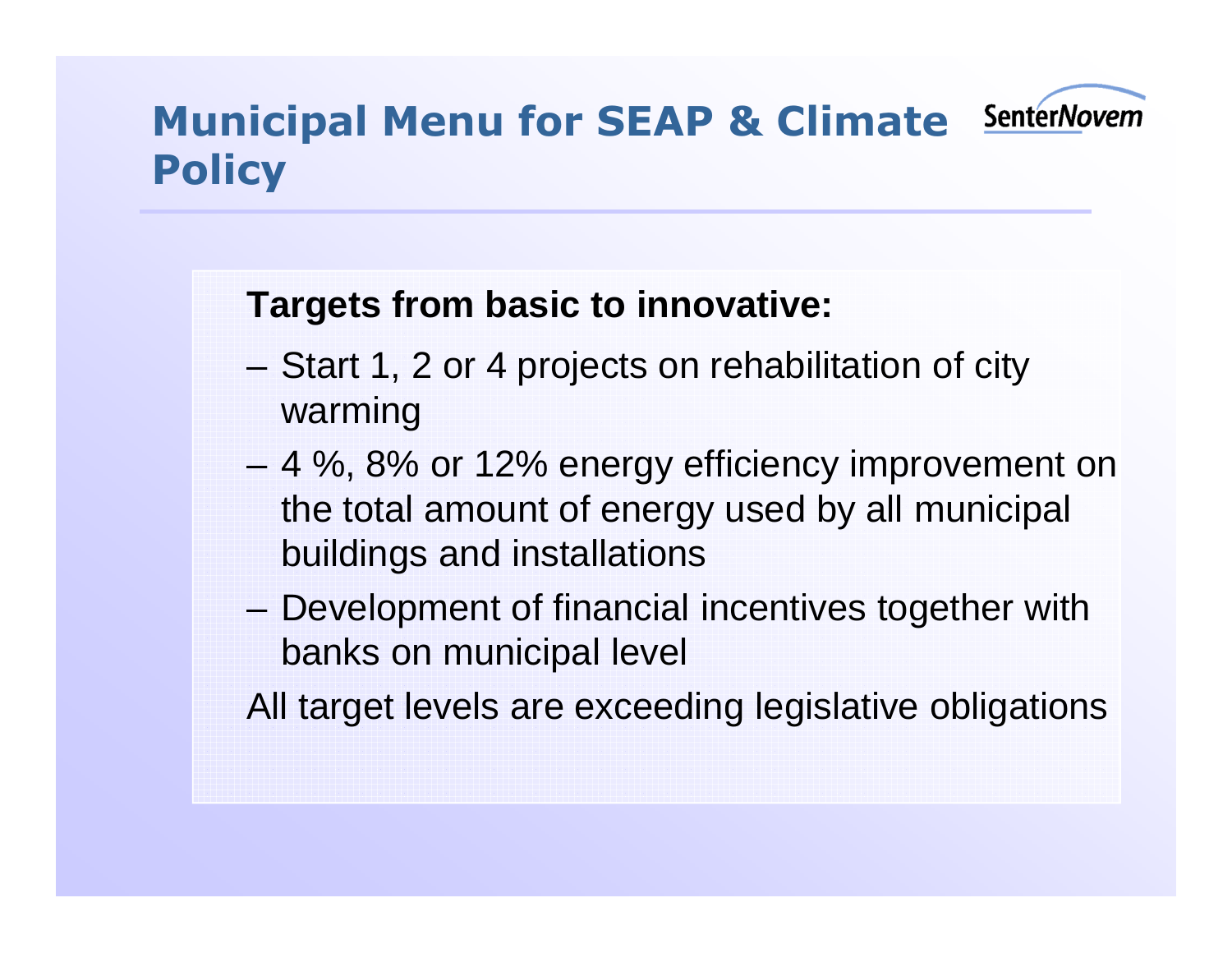# Municipal Menu for SEAP & Climate Policy

**Targets from basic to innovative:**

- Start 1, 2 or 4 projects on rehabilitation of city warming
- 4 %, 8% or 12% energy efficiency improvement on the total amount of energy used by all municipal buildings and installations
- Development of financial incentives together with banks on municipal level

All target levels are exceeding legislative obligations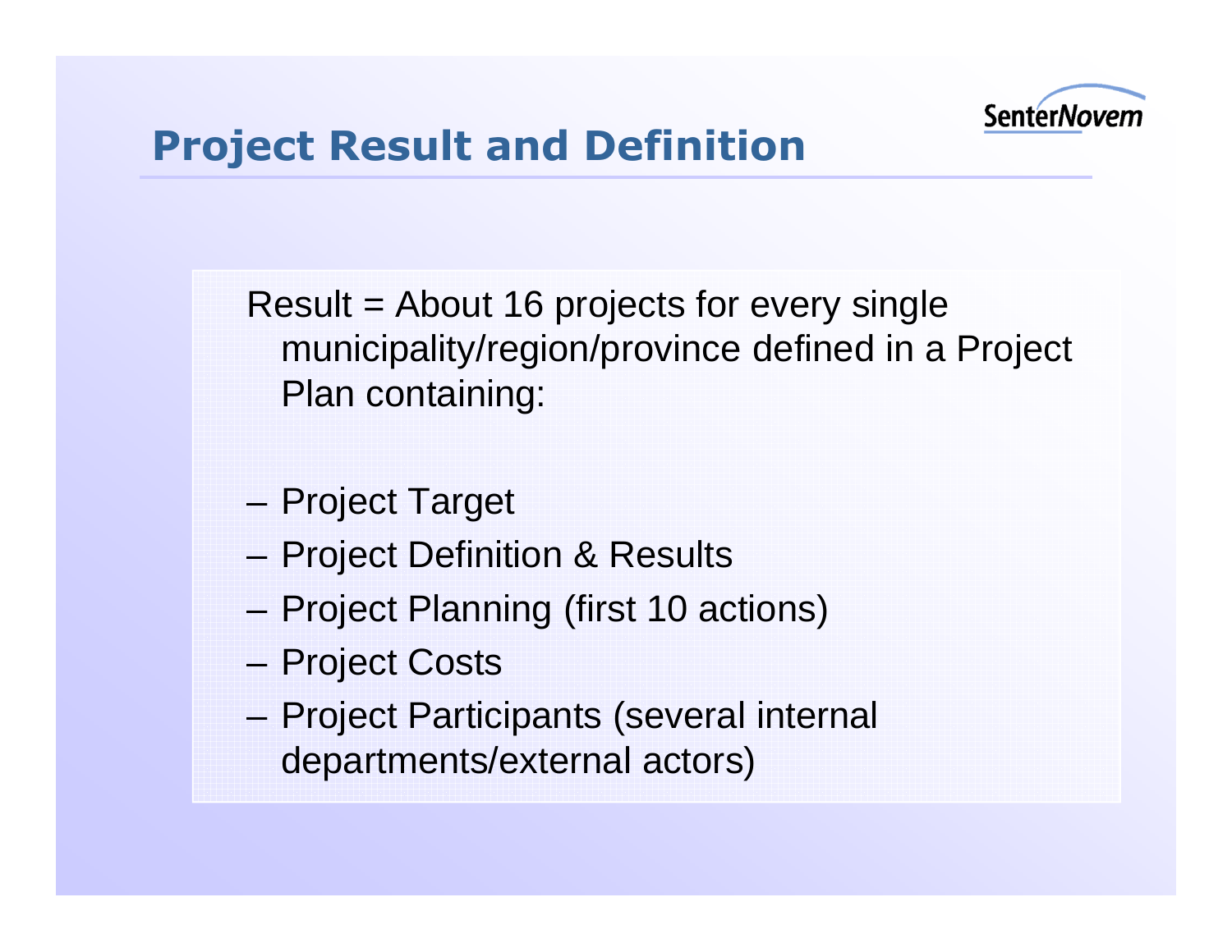# Project Result and Definition

Result = About 16 projects for every single municipality/region/province defined in a Project Plan containing:

- Project Target
- Project Definition & Results
- Project Planning (first 10 actions)
- Project Costs
- Project Participants (several internal departments/external actors)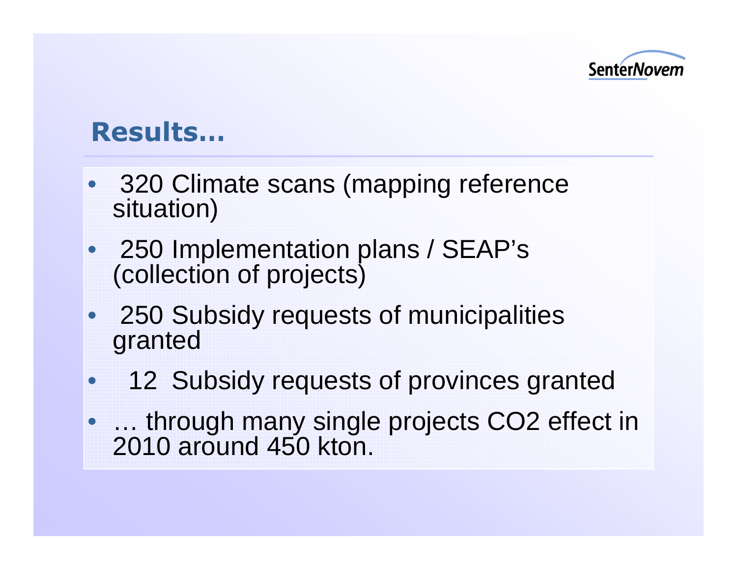## Results…

- 320 Climate scans (mapping reference situation)
- 250 Implementation plans / SEAP's (collection of projects)
- 250 Subsidy requests of municipalities granted
- 12 Subsidy requests of provinces granted
- … through many single projects $CO_2$ effect in 2010 around 450 kton.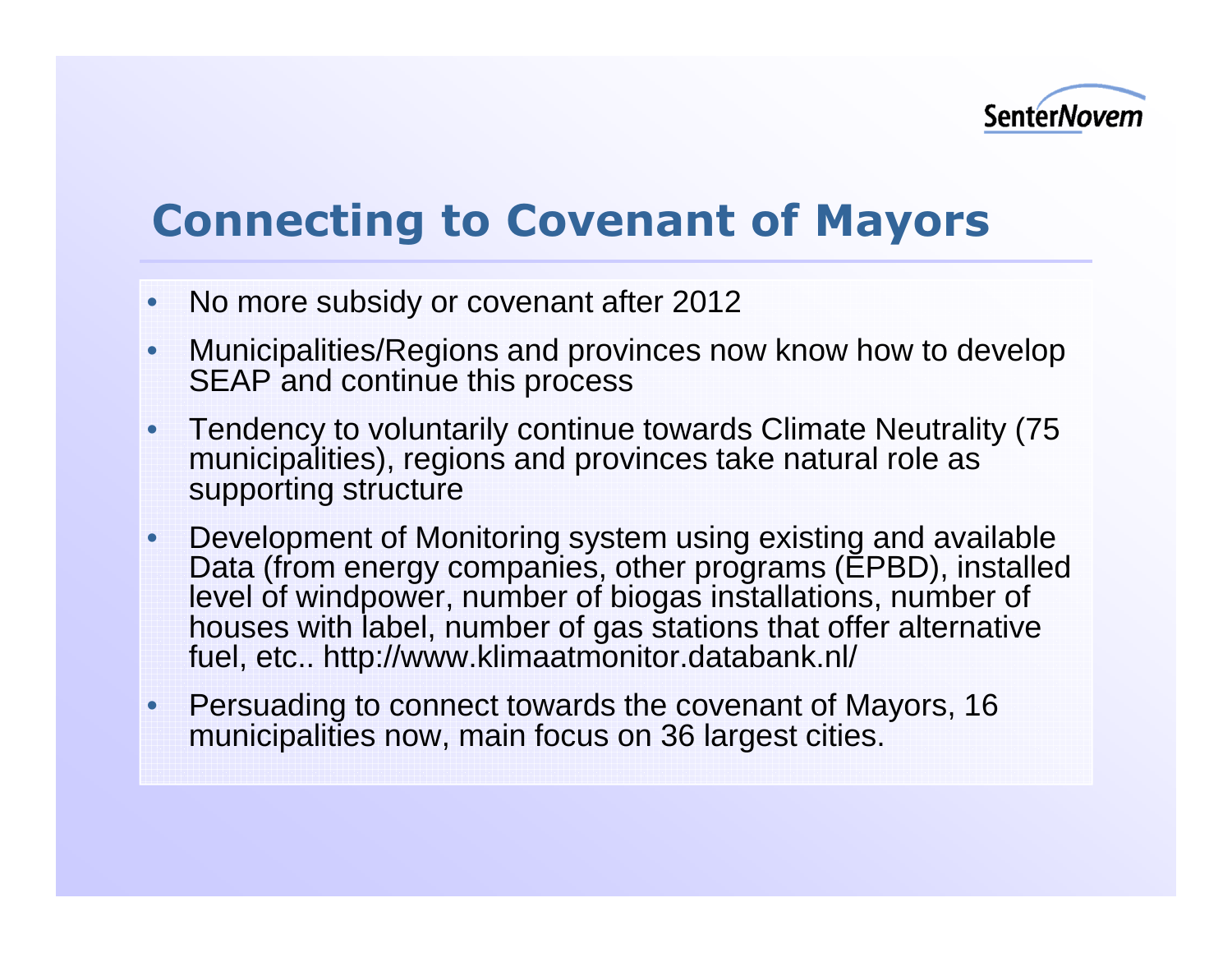# Connecting to Covenant of Mayors

- No more subsidy or covenant after 2012
- Municipalities/Regions and provinces now know how to develop SEAP and continue this process
- Tendency to voluntarily continue towards Climate Neutrality (75 municipalities), regions and provinces take natural role as supporting structure
- Development of Monitoring system using existing and available Data (from energy companies, other programs (EPBD), installed level of windpower, number of biogas installations, number of houses with label, number of gas stations that offer alternative fuel, etc.. http://www.klimaatmonitor.databank.nl/
- Persuading to connect towards the covenant of Mayors, 16 municipalities now, main focus on 36 largest cities.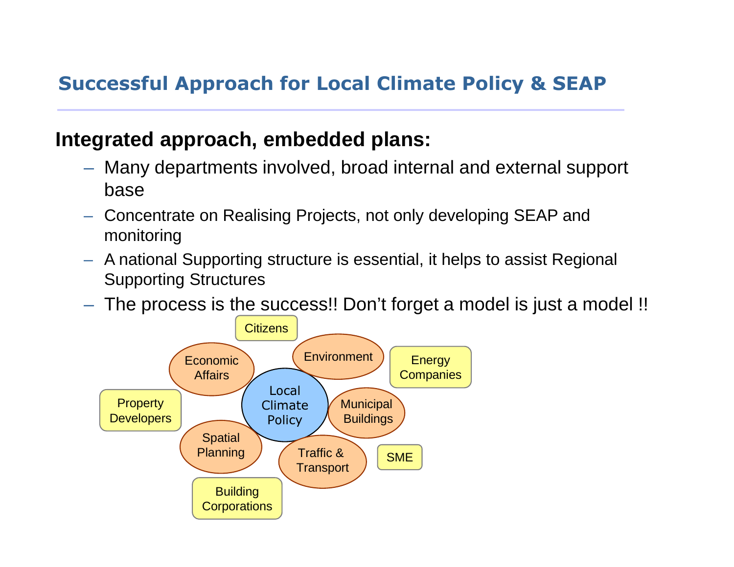## Successful Approach for Local Climate Policy & SEAP

**Integrated approach, embedded plans:**

- Many departments involved, broad internal and external support base
- Concentrate on Realising Projects, not only developing SEAP and monitoring
- A national Supporting structure is essential, it helps to assist Regional Supporting Structures
- The process is the success!! Don't forget a model is just a model !!

Citizens

Economic Affairs

Environment

Energy Companies

Local Climate Policy

Property Developers

Municipal Buildings

Spatial Planning

Traffic & Transport

SME

Building Corporations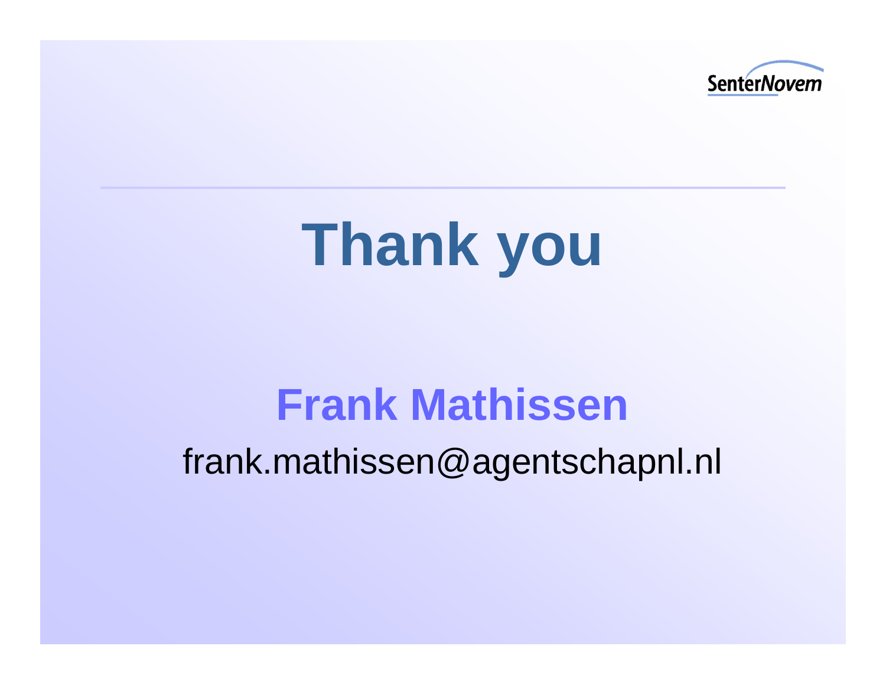SenterNovem

# Thank you

**Frank Mathissen**

frank.mathissen@agentschapnl.nl